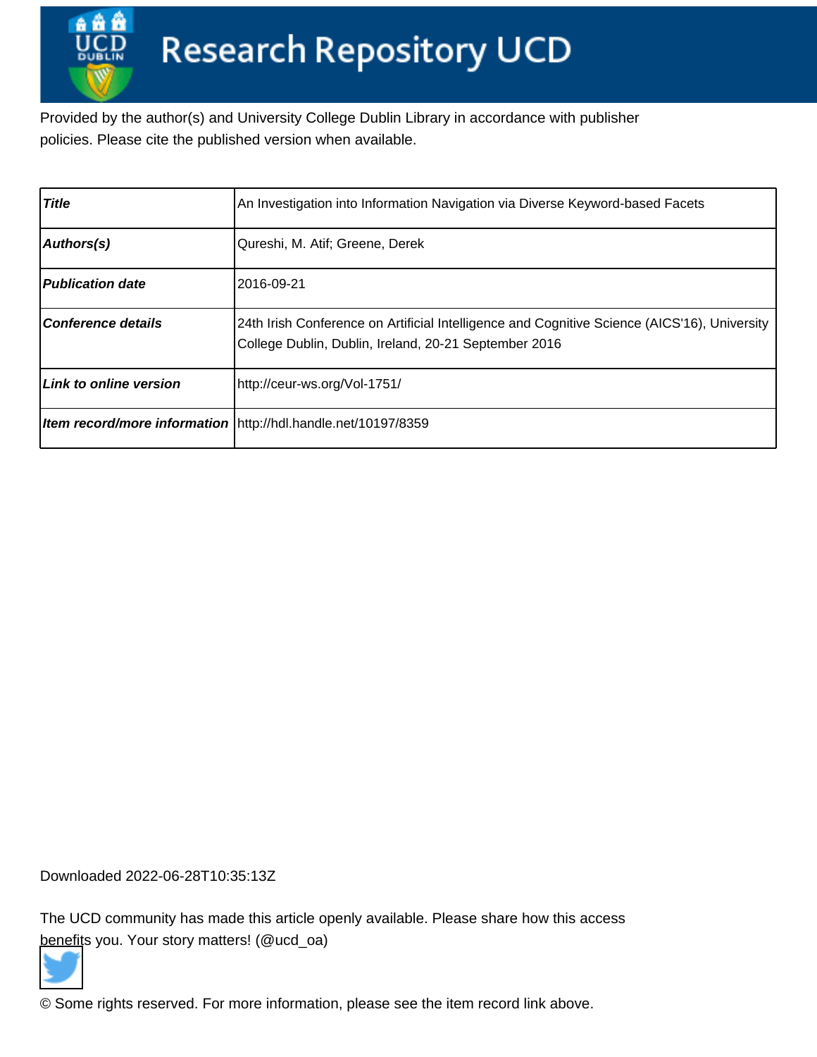# Research Repository UCD

Provided by the author(s) and University College Dublin Library in accordance with publisher policies. Please cite the published version when available.

| | |
|---|---|
| ***Title*** | An Investigation into Information Navigation via Diverse Keyword-based Facets |
| ***Authors(s)*** | Qureshi, M. Atif; Greene, Derek |
| ***Publication date*** | 2016-09-21 |
| ***Conference details*** | 24th Irish Conference on Artificial Intelligence and Cognitive Science (AICS'16), University College Dublin, Dublin, Ireland, 20-21 September 2016 |
| ***Link to online version*** | http://ceur-ws.org/Vol-1751/ |
| ***Item record/more information*** | http://hdl.handle.net/10197/8359 |

Downloaded 2022-06-28T10:35:13Z

The UCD community has made this article openly available. Please share how this access benefits you. Your story matters! (@ucd_oa)

© Some rights reserved. For more information, please see the item record link above.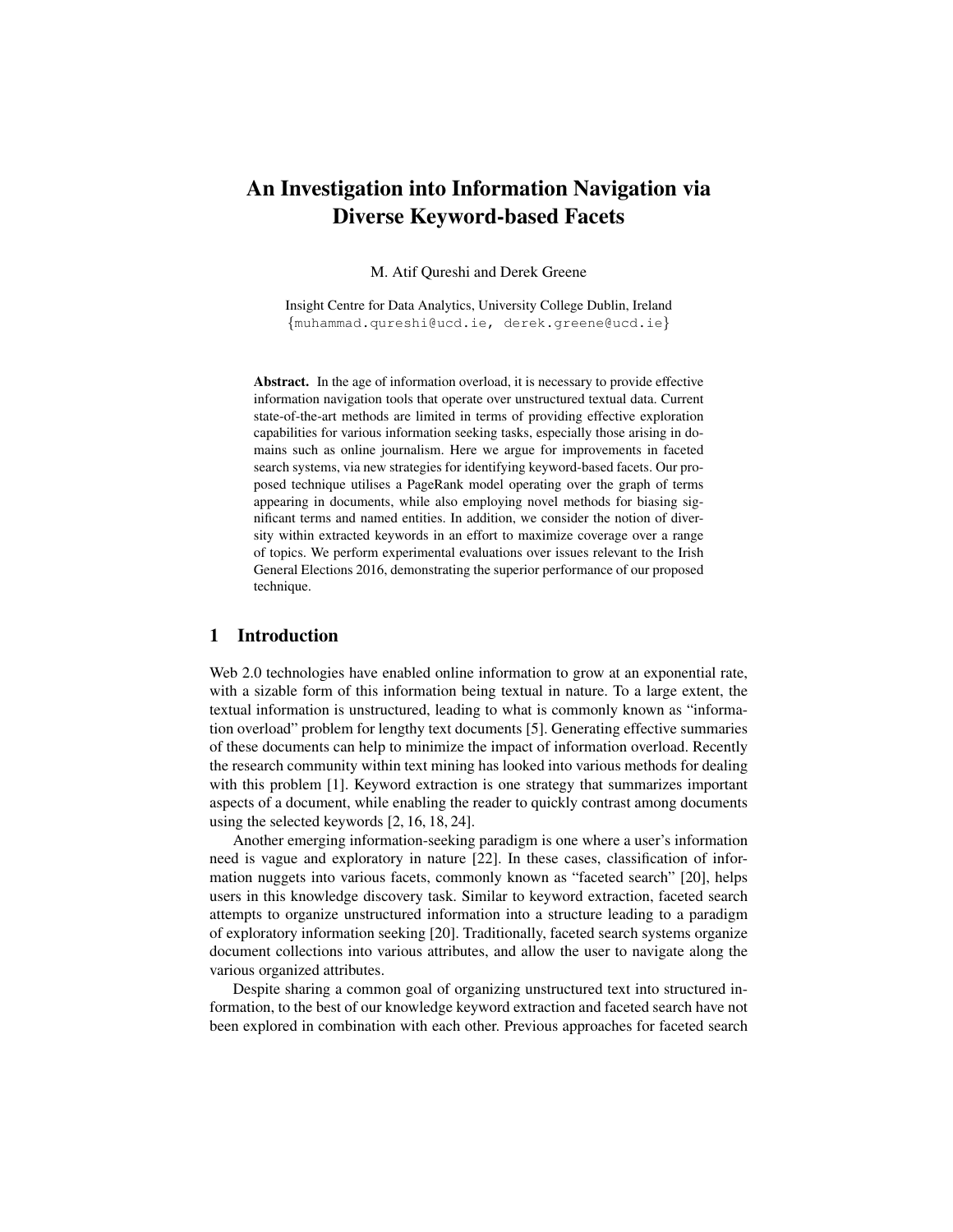# An Investigation into Information Navigation via Diverse Keyword-based Facets

M. Atif Qureshi and Derek Greene

Insight Centre for Data Analytics, University College Dublin, Ireland
{muhammad.qureshi@ucd.ie, derek.greene@ucd.ie}

**Abstract.** In the age of information overload, it is necessary to provide effective information navigation tools that operate over unstructured textual data. Current state-of-the-art methods are limited in terms of providing effective exploration capabilities for various information seeking tasks, especially those arising in domains such as online journalism. Here we argue for improvements in faceted search systems, via new strategies for identifying keyword-based facets. Our proposed technique utilises a PageRank model operating over the graph of terms appearing in documents, while also employing novel methods for biasing significant terms and named entities. In addition, we consider the notion of diversity within extracted keywords in an effort to maximize coverage over a range of topics. We perform experimental evaluations over issues relevant to the Irish General Elections 2016, demonstrating the superior performance of our proposed technique.

## 1 Introduction

Web 2.0 technologies have enabled online information to grow at an exponential rate, with a sizable form of this information being textual in nature. To a large extent, the textual information is unstructured, leading to what is commonly known as "information overload" problem for lengthy text documents [5]. Generating effective summaries of these documents can help to minimize the impact of information overload. Recently the research community within text mining has looked into various methods for dealing with this problem [1]. Keyword extraction is one strategy that summarizes important aspects of a document, while enabling the reader to quickly contrast among documents using the selected keywords [2, 16, 18, 24].

Another emerging information-seeking paradigm is one where a user's information need is vague and exploratory in nature [22]. In these cases, classification of information nuggets into various facets, commonly known as "faceted search" [20], helps users in this knowledge discovery task. Similar to keyword extraction, faceted search attempts to organize unstructured information into a structure leading to a paradigm of exploratory information seeking [20]. Traditionally, faceted search systems organize document collections into various attributes, and allow the user to navigate along the various organized attributes.

Despite sharing a common goal of organizing unstructured text into structured information, to the best of our knowledge keyword extraction and faceted search have not been explored in combination with each other. Previous approaches for faceted search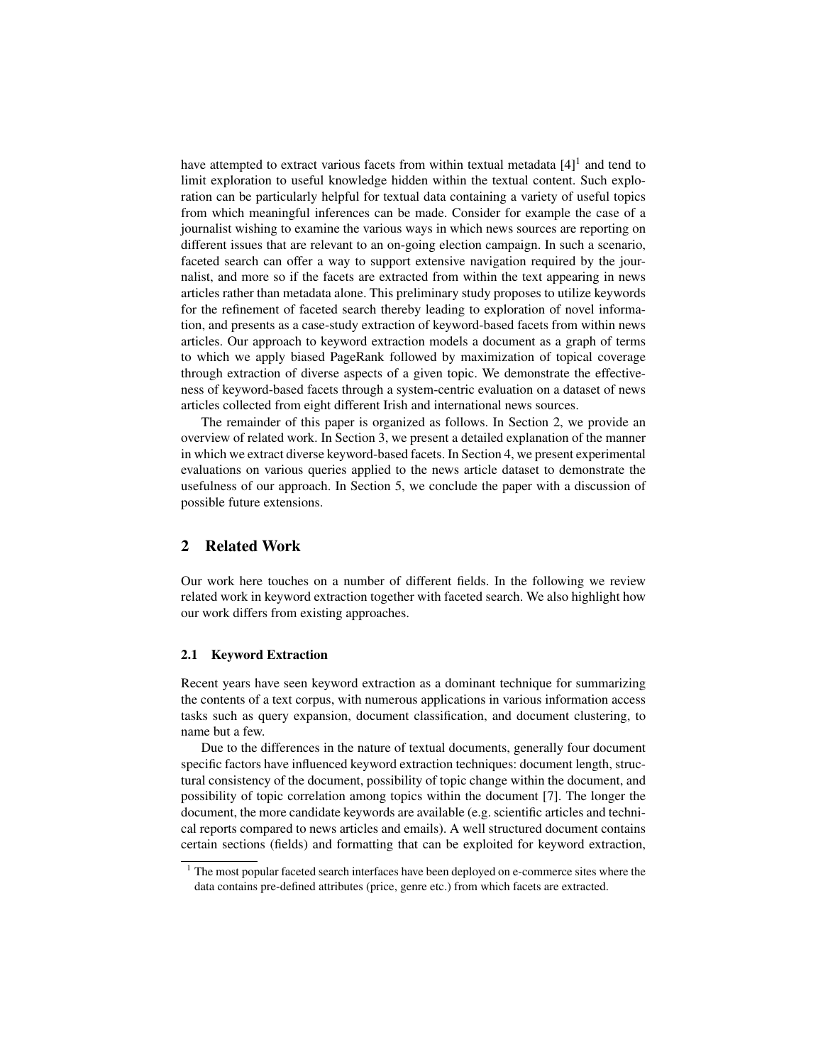have attempted to extract various facets from within textual metadata [4][1] and tend to limit exploration to useful knowledge hidden within the textual content. Such exploration can be particularly helpful for textual data containing a variety of useful topics from which meaningful inferences can be made. Consider for example the case of a journalist wishing to examine the various ways in which news sources are reporting on different issues that are relevant to an on-going election campaign. In such a scenario, faceted search can offer a way to support extensive navigation required by the journalist, and more so if the facets are extracted from within the text appearing in news articles rather than metadata alone. This preliminary study proposes to utilize keywords for the refinement of faceted search thereby leading to exploration of novel information, and presents as a case-study extraction of keyword-based facets from within news articles. Our approach to keyword extraction models a document as a graph of terms to which we apply biased PageRank followed by maximization of topical coverage through extraction of diverse aspects of a given topic. We demonstrate the effectiveness of keyword-based facets through a system-centric evaluation on a dataset of news articles collected from eight different Irish and international news sources.

The remainder of this paper is organized as follows. In Section 2, we provide an overview of related work. In Section 3, we present a detailed explanation of the manner in which we extract diverse keyword-based facets. In Section 4, we present experimental evaluations on various queries applied to the news article dataset to demonstrate the usefulness of our approach. In Section 5, we conclude the paper with a discussion of possible future extensions.

## 2 Related Work

Our work here touches on a number of different fields. In the following we review related work in keyword extraction together with faceted search. We also highlight how our work differs from existing approaches.

### 2.1 Keyword Extraction

Recent years have seen keyword extraction as a dominant technique for summarizing the contents of a text corpus, with numerous applications in various information access tasks such as query expansion, document classification, and document clustering, to name but a few.

Due to the differences in the nature of textual documents, generally four document specific factors have influenced keyword extraction techniques: document length, structural consistency of the document, possibility of topic change within the document, and possibility of topic correlation among topics within the document [7]. The longer the document, the more candidate keywords are available (e.g. scientific articles and technical reports compared to news articles and emails). A well structured document contains certain sections (fields) and formatting that can be exploited for keyword extraction,

[1] The most popular faceted search interfaces have been deployed on e-commerce sites where the data contains pre-defined attributes (price, genre etc.) from which facets are extracted.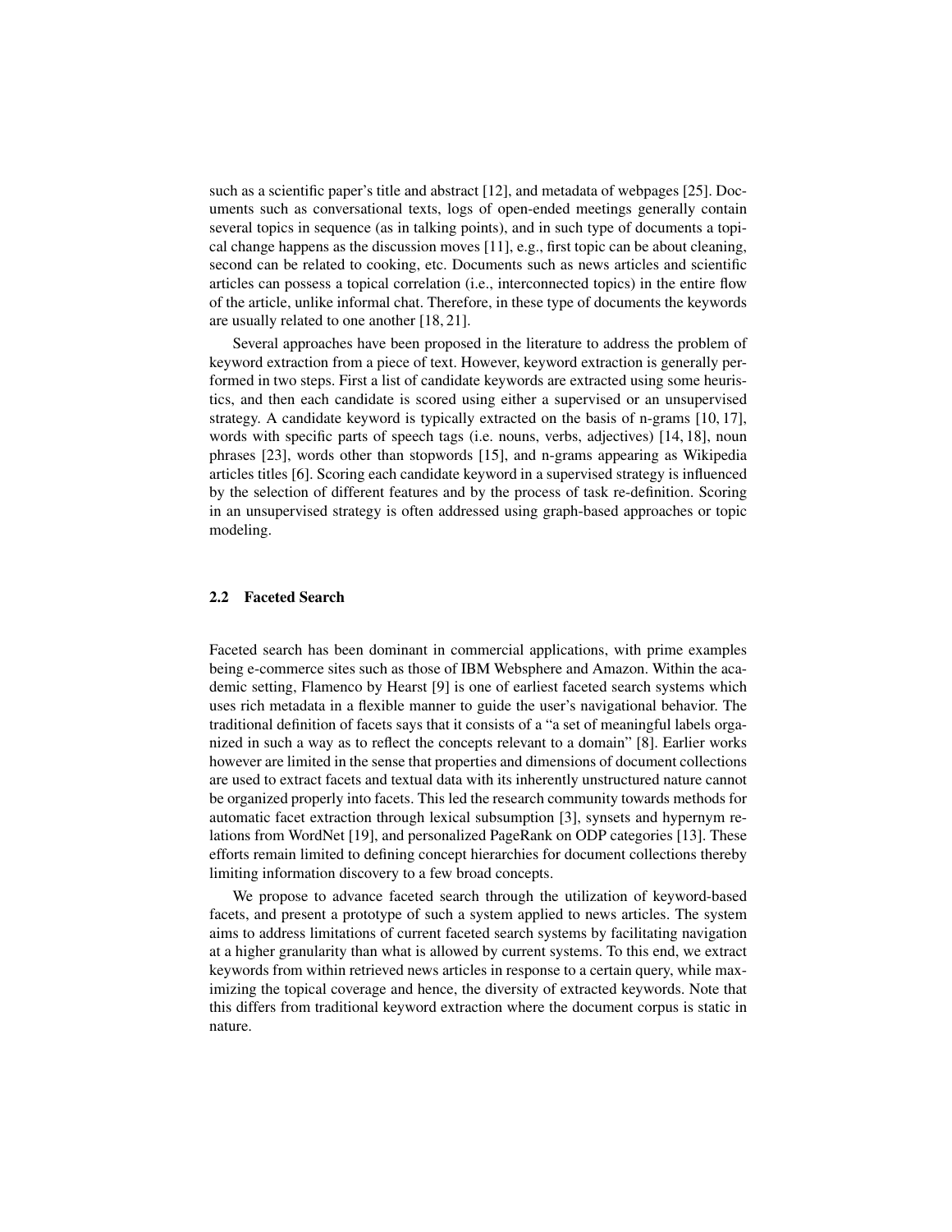such as a scientific paper's title and abstract [12], and metadata of webpages [25]. Documents such as conversational texts, logs of open-ended meetings generally contain several topics in sequence (as in talking points), and in such type of documents a topical change happens as the discussion moves [11], e.g., first topic can be about cleaning, second can be related to cooking, etc. Documents such as news articles and scientific articles can possess a topical correlation (i.e., interconnected topics) in the entire flow of the article, unlike informal chat. Therefore, in these type of documents the keywords are usually related to one another [18, 21].

Several approaches have been proposed in the literature to address the problem of keyword extraction from a piece of text. However, keyword extraction is generally performed in two steps. First a list of candidate keywords are extracted using some heuristics, and then each candidate is scored using either a supervised or an unsupervised strategy. A candidate keyword is typically extracted on the basis of n-grams [10, 17], words with specific parts of speech tags (i.e. nouns, verbs, adjectives) [14, 18], noun phrases [23], words other than stopwords [15], and n-grams appearing as Wikipedia articles titles [6]. Scoring each candidate keyword in a supervised strategy is influenced by the selection of different features and by the process of task re-definition. Scoring in an unsupervised strategy is often addressed using graph-based approaches or topic modeling.

### 2.2 Faceted Search

Faceted search has been dominant in commercial applications, with prime examples being e-commerce sites such as those of IBM Websphere and Amazon. Within the academic setting, Flamenco by Hearst [9] is one of earliest faceted search systems which uses rich metadata in a flexible manner to guide the user's navigational behavior. The traditional definition of facets says that it consists of a "a set of meaningful labels organized in such a way as to reflect the concepts relevant to a domain" [8]. Earlier works however are limited in the sense that properties and dimensions of document collections are used to extract facets and textual data with its inherently unstructured nature cannot be organized properly into facets. This led the research community towards methods for automatic facet extraction through lexical subsumption [3], synsets and hypernym relations from WordNet [19], and personalized PageRank on ODP categories [13]. These efforts remain limited to defining concept hierarchies for document collections thereby limiting information discovery to a few broad concepts.

We propose to advance faceted search through the utilization of keyword-based facets, and present a prototype of such a system applied to news articles. The system aims to address limitations of current faceted search systems by facilitating navigation at a higher granularity than what is allowed by current systems. To this end, we extract keywords from within retrieved news articles in response to a certain query, while maximizing the topical coverage and hence, the diversity of extracted keywords. Note that this differs from traditional keyword extraction where the document corpus is static in nature.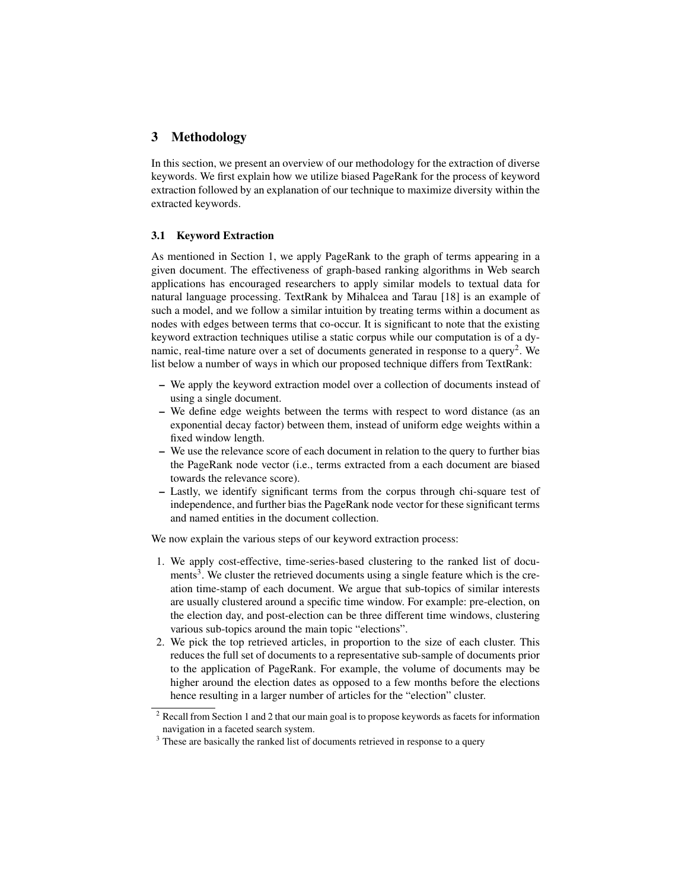## 3 Methodology

In this section, we present an overview of our methodology for the extraction of diverse keywords. We first explain how we utilize biased PageRank for the process of keyword extraction followed by an explanation of our technique to maximize diversity within the extracted keywords.

### 3.1 Keyword Extraction

As mentioned in Section 1, we apply PageRank to the graph of terms appearing in a given document. The effectiveness of graph-based ranking algorithms in Web search applications has encouraged researchers to apply similar models to textual data for natural language processing. TextRank by Mihalcea and Tarau [18] is an example of such a model, and we follow a similar intuition by treating terms within a document as nodes with edges between terms that co-occur. It is significant to note that the existing keyword extraction techniques utilise a static corpus while our computation is of a dynamic, real-time nature over a set of documents generated in response to a query[2]. We list below a number of ways in which our proposed technique differs from TextRank:

- We apply the keyword extraction model over a collection of documents instead of using a single document.
- We define edge weights between the terms with respect to word distance (as an exponential decay factor) between them, instead of uniform edge weights within a fixed window length.
- We use the relevance score of each document in relation to the query to further bias the PageRank node vector (i.e., terms extracted from a each document are biased towards the relevance score).
- Lastly, we identify significant terms from the corpus through chi-square test of independence, and further bias the PageRank node vector for these significant terms and named entities in the document collection.

We now explain the various steps of our keyword extraction process:

1. We apply cost-effective, time-series-based clustering to the ranked list of documents[3]. We cluster the retrieved documents using a single feature which is the creation time-stamp of each document. We argue that sub-topics of similar interests are usually clustered around a specific time window. For example: pre-election, on the election day, and post-election can be three different time windows, clustering various sub-topics around the main topic "elections".
2. We pick the top retrieved articles, in proportion to the size of each cluster. This reduces the full set of documents to a representative sub-sample of documents prior to the application of PageRank. For example, the volume of documents may be higher around the election dates as opposed to a few months before the elections hence resulting in a larger number of articles for the "election" cluster.

[2] Recall from Section 1 and 2 that our main goal is to propose keywords as facets for information navigation in a faceted search system.

[3] These are basically the ranked list of documents retrieved in response to a query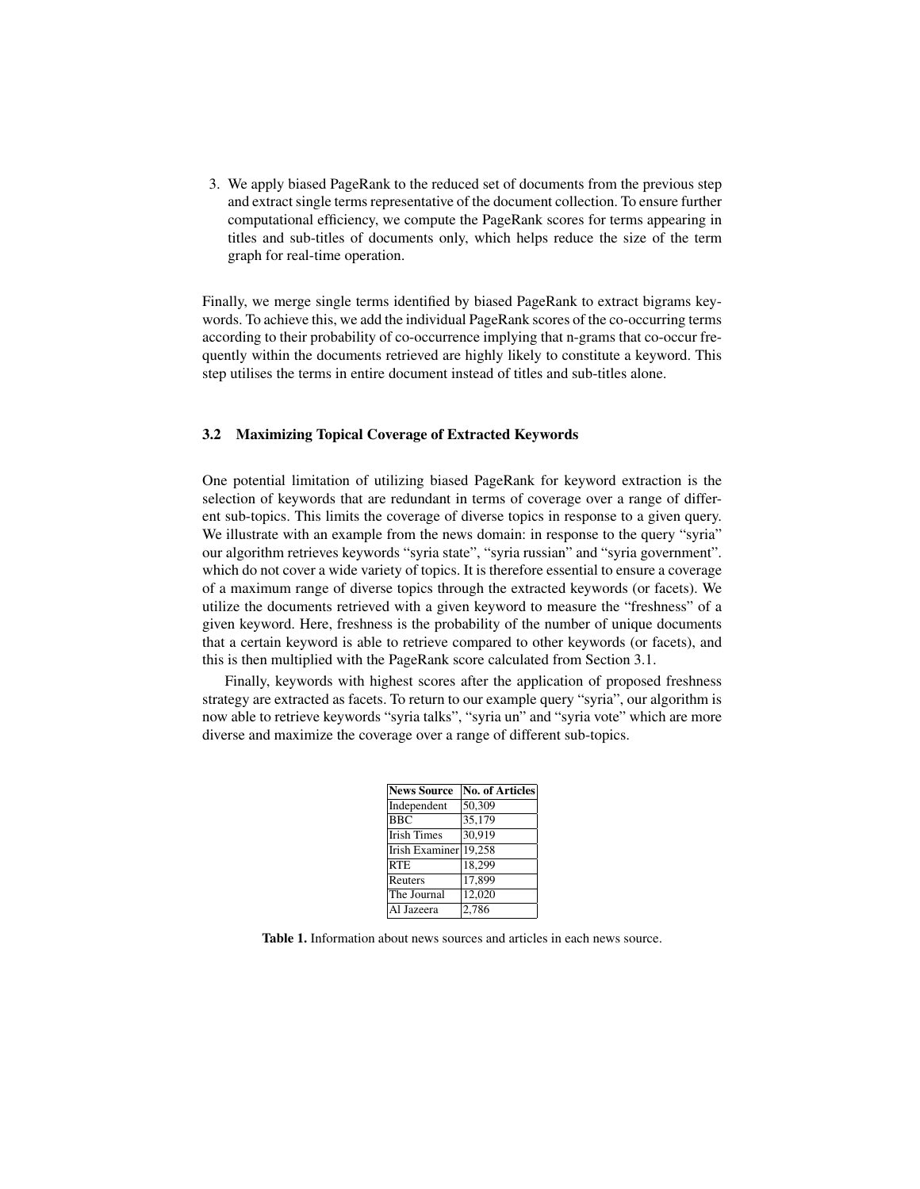3. We apply biased PageRank to the reduced set of documents from the previous step and extract single terms representative of the document collection. To ensure further computational efficiency, we compute the PageRank scores for terms appearing in titles and sub-titles of documents only, which helps reduce the size of the term graph for real-time operation.

Finally, we merge single terms identified by biased PageRank to extract bigrams keywords. To achieve this, we add the individual PageRank scores of the co-occurring terms according to their probability of co-occurrence implying that n-grams that co-occur frequently within the documents retrieved are highly likely to constitute a keyword. This step utilises the terms in entire document instead of titles and sub-titles alone.

### 3.2 Maximizing Topical Coverage of Extracted Keywords

One potential limitation of utilizing biased PageRank for keyword extraction is the selection of keywords that are redundant in terms of coverage over a range of different sub-topics. This limits the coverage of diverse topics in response to a given query. We illustrate with an example from the news domain: in response to the query "syria" our algorithm retrieves keywords "syria state", "syria russian" and "syria government". which do not cover a wide variety of topics. It is therefore essential to ensure a coverage of a maximum range of diverse topics through the extracted keywords (or facets). We utilize the documents retrieved with a given keyword to measure the "freshness" of a given keyword. Here, freshness is the probability of the number of unique documents that a certain keyword is able to retrieve compared to other keywords (or facets), and this is then multiplied with the PageRank score calculated from Section 3.1.

Finally, keywords with highest scores after the application of proposed freshness strategy are extracted as facets. To return to our example query "syria", our algorithm is now able to retrieve keywords "syria talks", "syria un" and "syria vote" which are more diverse and maximize the coverage over a range of different sub-topics.

| News Source | No. of Articles |
|---|---|
| Independent | 50,309 |
| BBC | 35,179 |
| Irish Times | 30,919 |
| Irish Examiner | 19,258 |
| RTE | 18,299 |
| Reuters | 17,899 |
| The Journal | 12,020 |
| Al Jazeera | 2,786 |

**Table 1.** Information about news sources and articles in each news source.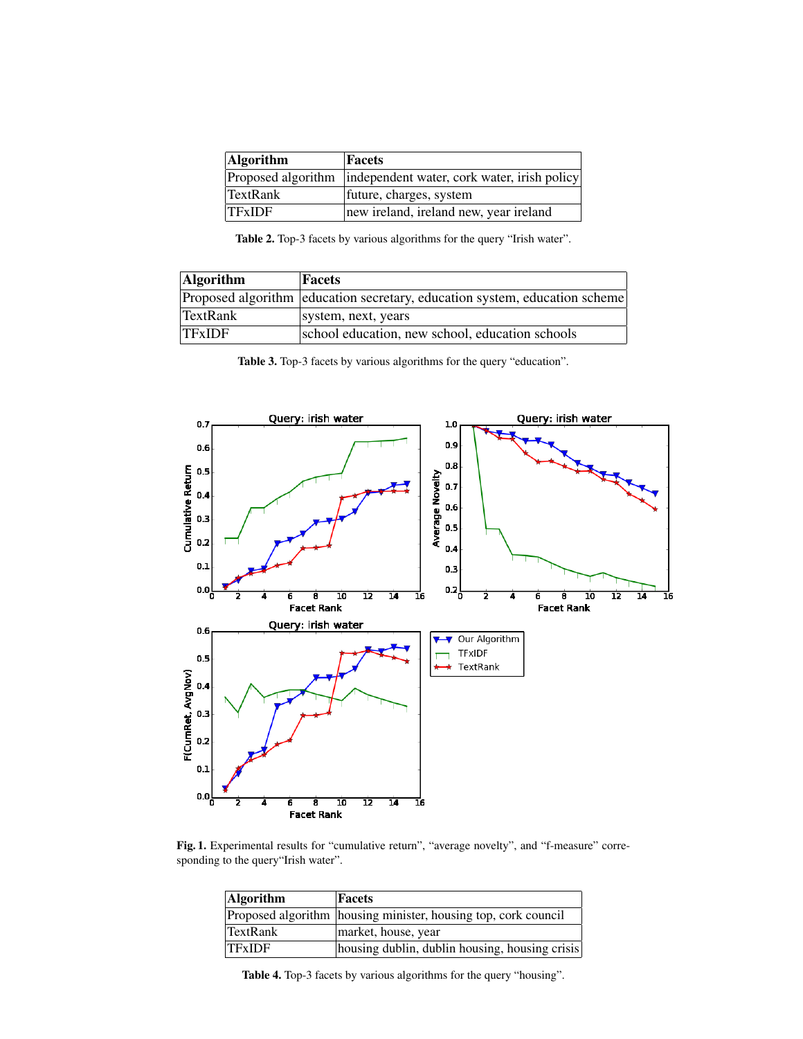| Algorithm | Facets |
| --- | --- |
| Proposed algorithm | independent water, cork water, irish policy |
| TextRank | future, charges, system |
| TFxIDF | new ireland, ireland new, year ireland |

**Table 2.** Top-3 facets by various algorithms for the query "Irish water".

| Algorithm | Facets |
| --- | --- |
| Proposed algorithm | education secretary, education system, education scheme |
| TextRank | system, next, years |
| TFxIDF | school education, new school, education schools |

**Table 3.** Top-3 facets by various algorithms for the query "education".

**Fig. 1.** Experimental results for "cumulative return", "average novelty", and "f-measure" corresponding to the query "Irish water".

| Algorithm | Facets |
| --- | --- |
| Proposed algorithm | housing minister, housing top, cork council |
| TextRank | market, house, year |
| TFxIDF | housing dublin, dublin housing, housing crisis |

**Table 4.** Top-3 facets by various algorithms for the query "housing".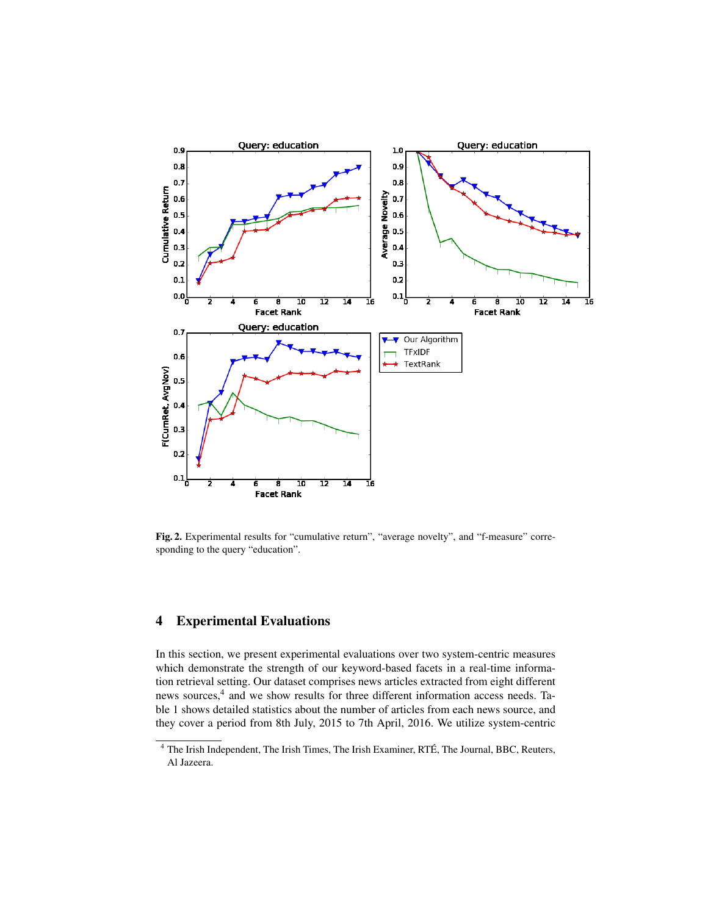**Fig. 2.** Experimental results for "cumulative return", "average novelty", and "f-measure" corresponding to the query "education".

## 4 Experimental Evaluations

In this section, we present experimental evaluations over two system-centric measures which demonstrate the strength of our keyword-based facets in a real-time information retrieval setting. Our dataset comprises news articles extracted from eight different news sources,[4] and we show results for three different information access needs. Table 1 shows detailed statistics about the number of articles from each news source, and they cover a period from 8th July, 2015 to 7th April, 2016. We utilize system-centric

[4] The Irish Independent, The Irish Times, The Irish Examiner, RTÉ, The Journal, BBC, Reuters, Al Jazeera.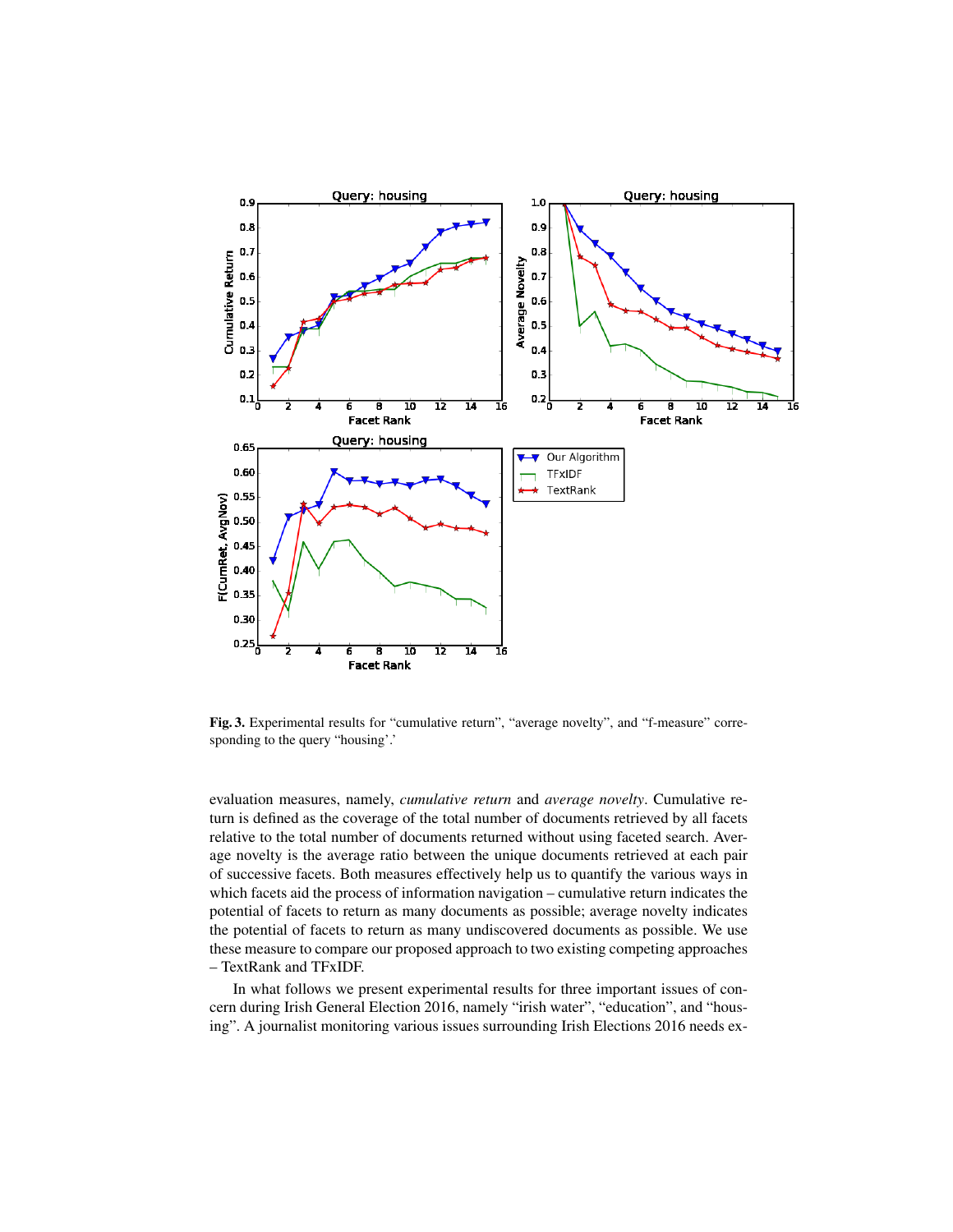**Fig. 3.** Experimental results for "cumulative return", "average novelty", and "f-measure" corresponding to the query "housing".'

evaluation measures, namely, *cumulative return* and *average novelty*. Cumulative return is defined as the coverage of the total number of documents retrieved by all facets relative to the total number of documents returned without using faceted search. Average novelty is the average ratio between the unique documents retrieved at each pair of successive facets. Both measures effectively help us to quantify the various ways in which facets aid the process of information navigation – cumulative return indicates the potential of facets to return as many documents as possible; average novelty indicates the potential of facets to return as many undiscovered documents as possible. We use these measure to compare our proposed approach to two existing competing approaches – TextRank and TFxIDF.

In what follows we present experimental results for three important issues of concern during Irish General Election 2016, namely "irish water", "education", and "housing". A journalist monitoring various issues surrounding Irish Elections 2016 needs ex-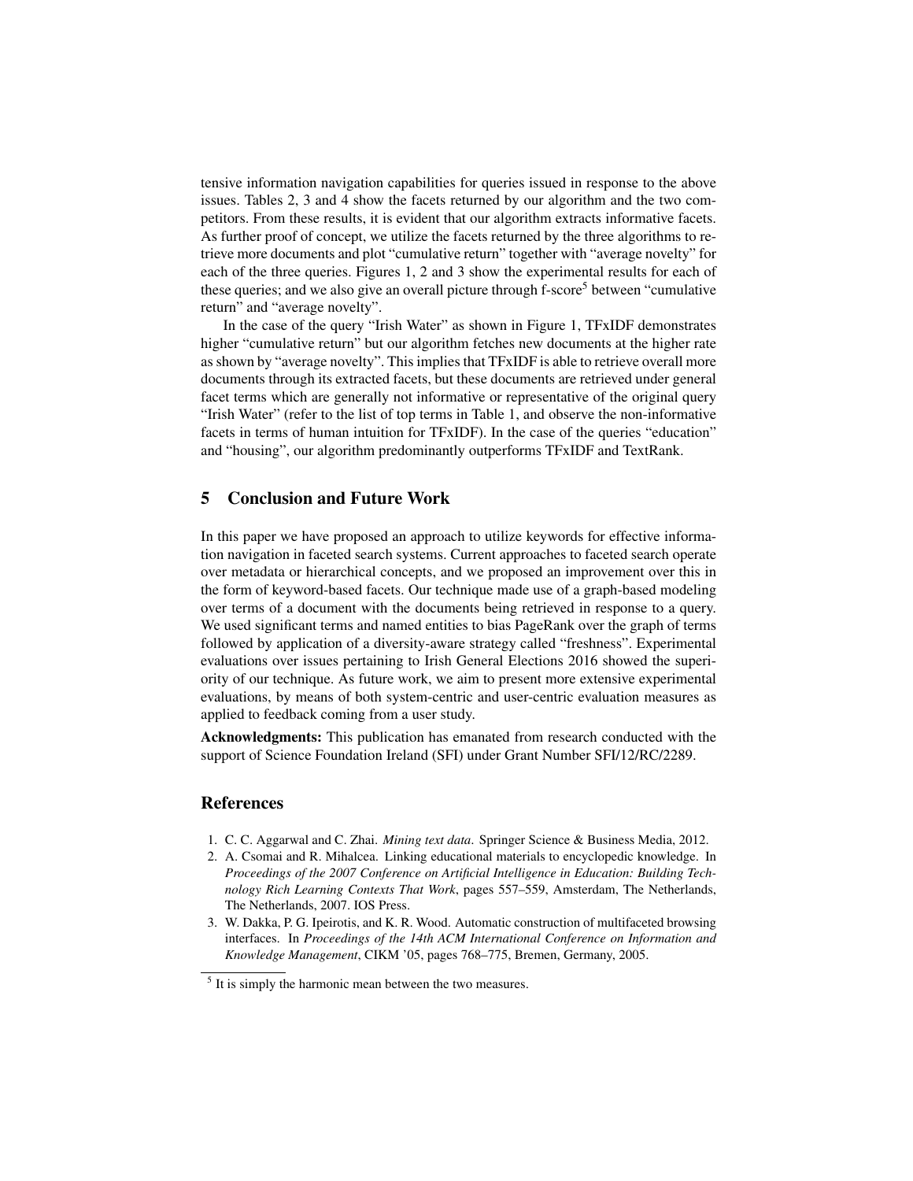tensive information navigation capabilities for queries issued in response to the above issues. Tables 2, 3 and 4 show the facets returned by our algorithm and the two competitors. From these results, it is evident that our algorithm extracts informative facets. As further proof of concept, we utilize the facets returned by the three algorithms to retrieve more documents and plot "cumulative return" together with "average novelty" for each of the three queries. Figures 1, 2 and 3 show the experimental results for each of these queries; and we also give an overall picture through f-score[5] between "cumulative return" and "average novelty".

In the case of the query "Irish Water" as shown in Figure 1, TFxIDF demonstrates higher "cumulative return" but our algorithm fetches new documents at the higher rate as shown by "average novelty". This implies that TFxIDF is able to retrieve overall more documents through its extracted facets, but these documents are retrieved under general facet terms which are generally not informative or representative of the original query "Irish Water" (refer to the list of top terms in Table 1, and observe the non-informative facets in terms of human intuition for TFxIDF). In the case of the queries "education" and "housing", our algorithm predominantly outperforms TFxIDF and TextRank.

## 5 Conclusion and Future Work

In this paper we have proposed an approach to utilize keywords for effective information navigation in faceted search systems. Current approaches to faceted search operate over metadata or hierarchical concepts, and we proposed an improvement over this in the form of keyword-based facets. Our technique made use of a graph-based modeling over terms of a document with the documents being retrieved in response to a query. We used significant terms and named entities to bias PageRank over the graph of terms followed by application of a diversity-aware strategy called "freshness". Experimental evaluations over issues pertaining to Irish General Elections 2016 showed the superiority of our technique. As future work, we aim to present more extensive experimental evaluations, by means of both system-centric and user-centric evaluation measures as applied to feedback coming from a user study.

**Acknowledgments:** This publication has emanated from research conducted with the support of Science Foundation Ireland (SFI) under Grant Number SFI/12/RC/2289.

## References

1. C. C. Aggarwal and C. Zhai. *Mining text data*. Springer Science & Business Media, 2012.
2. A. Csomai and R. Mihalcea. Linking educational materials to encyclopedic knowledge. In *Proceedings of the 2007 Conference on Artificial Intelligence in Education: Building Technology Rich Learning Contexts That Work*, pages 557–559, Amsterdam, The Netherlands, The Netherlands, 2007. IOS Press.
3. W. Dakka, P. G. Ipeirotis, and K. R. Wood. Automatic construction of multifaceted browsing interfaces. In *Proceedings of the 14th ACM International Conference on Information and Knowledge Management*, CIKM '05, pages 768–775, Bremen, Germany, 2005.

[5] It is simply the harmonic mean between the two measures.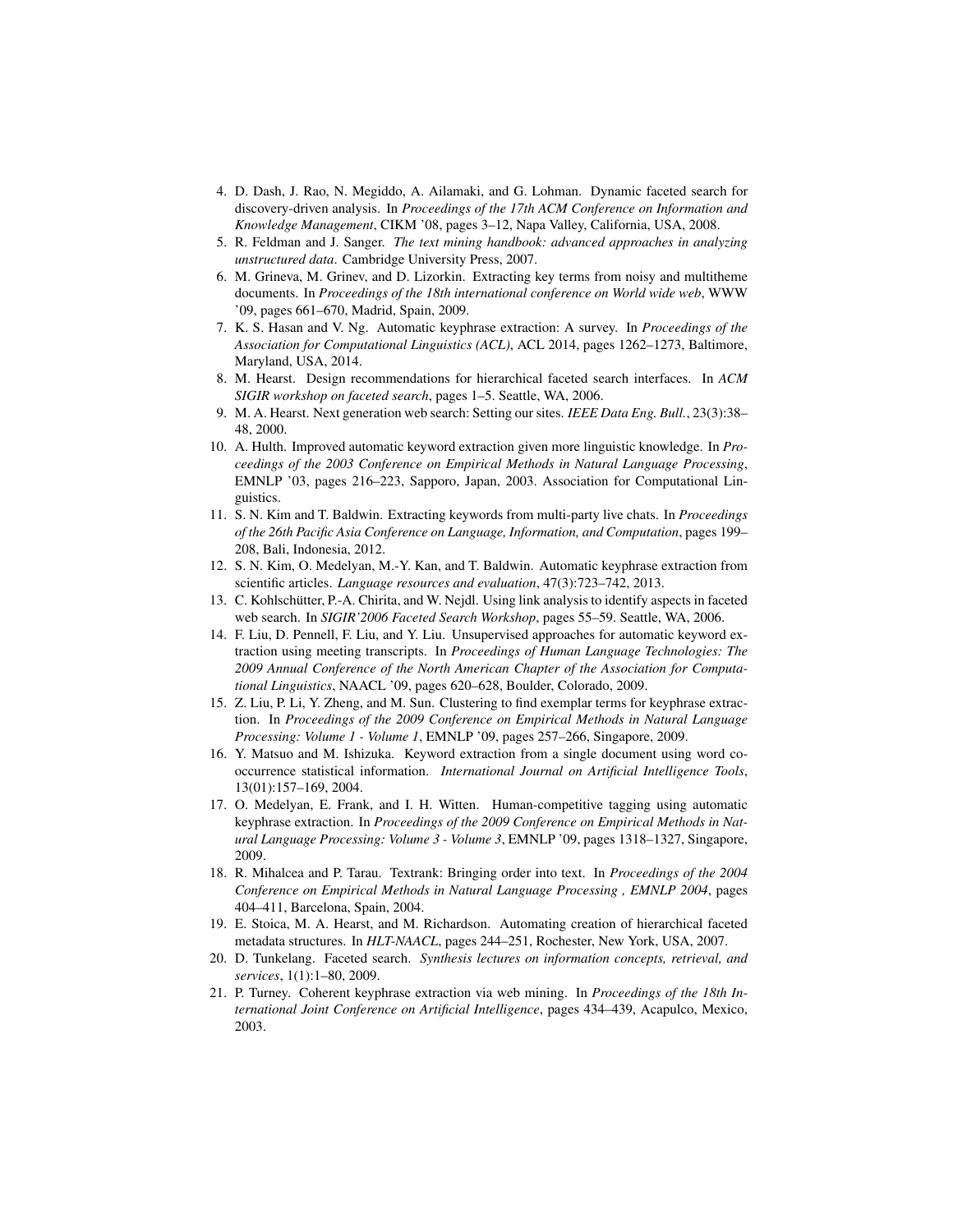4. D. Dash, J. Rao, N. Megiddo, A. Ailamaki, and G. Lohman. Dynamic faceted search for discovery-driven analysis. In *Proceedings of the 17th ACM Conference on Information and Knowledge Management*, CIKM '08, pages 3–12, Napa Valley, California, USA, 2008.
5. R. Feldman and J. Sanger. *The text mining handbook: advanced approaches in analyzing unstructured data*. Cambridge University Press, 2007.
6. M. Grineva, M. Grinev, and D. Lizorkin. Extracting key terms from noisy and multitheme documents. In *Proceedings of the 18th international conference on World wide web*, WWW '09, pages 661–670, Madrid, Spain, 2009.
7. K. S. Hasan and V. Ng. Automatic keyphrase extraction: A survey. In *Proceedings of the Association for Computational Linguistics (ACL)*, ACL 2014, pages 1262–1273, Baltimore, Maryland, USA, 2014.
8. M. Hearst. Design recommendations for hierarchical faceted search interfaces. In *ACM SIGIR workshop on faceted search*, pages 1–5. Seattle, WA, 2006.
9. M. A. Hearst. Next generation web search: Setting our sites. *IEEE Data Eng. Bull.*, 23(3):38–48, 2000.
10. A. Hulth. Improved automatic keyword extraction given more linguistic knowledge. In *Proceedings of the 2003 Conference on Empirical Methods in Natural Language Processing*, EMNLP '03, pages 216–223, Sapporo, Japan, 2003. Association for Computational Linguistics.
11. S. N. Kim and T. Baldwin. Extracting keywords from multi-party live chats. In *Proceedings of the 26th Pacific Asia Conference on Language, Information, and Computation*, pages 199–208, Bali, Indonesia, 2012.
12. S. N. Kim, O. Medelyan, M.-Y. Kan, and T. Baldwin. Automatic keyphrase extraction from scientific articles. *Language resources and evaluation*, 47(3):723–742, 2013.
13. C. Kohlschütter, P.-A. Chirita, and W. Nejdl. Using link analysis to identify aspects in faceted web search. In *SIGIR'2006 Faceted Search Workshop*, pages 55–59. Seattle, WA, 2006.
14. F. Liu, D. Pennell, F. Liu, and Y. Liu. Unsupervised approaches for automatic keyword extraction using meeting transcripts. In *Proceedings of Human Language Technologies: The 2009 Annual Conference of the North American Chapter of the Association for Computational Linguistics*, NAACL '09, pages 620–628, Boulder, Colorado, 2009.
15. Z. Liu, P. Li, Y. Zheng, and M. Sun. Clustering to find exemplar terms for keyphrase extraction. In *Proceedings of the 2009 Conference on Empirical Methods in Natural Language Processing: Volume 1 - Volume 1*, EMNLP '09, pages 257–266, Singapore, 2009.
16. Y. Matsuo and M. Ishizuka. Keyword extraction from a single document using word co-occurrence statistical information. *International Journal on Artificial Intelligence Tools*, 13(01):157–169, 2004.
17. O. Medelyan, E. Frank, and I. H. Witten. Human-competitive tagging using automatic keyphrase extraction. In *Proceedings of the 2009 Conference on Empirical Methods in Natural Language Processing: Volume 3 - Volume 3*, EMNLP '09, pages 1318–1327, Singapore, 2009.
18. R. Mihalcea and P. Tarau. Textrank: Bringing order into text. In *Proceedings of the 2004 Conference on Empirical Methods in Natural Language Processing , EMNLP 2004*, pages 404–411, Barcelona, Spain, 2004.
19. E. Stoica, M. A. Hearst, and M. Richardson. Automating creation of hierarchical faceted metadata structures. In *HLT-NAACL*, pages 244–251, Rochester, New York, USA, 2007.
20. D. Tunkelang. Faceted search. *Synthesis lectures on information concepts, retrieval, and services*, 1(1):1–80, 2009.
21. P. Turney. Coherent keyphrase extraction via web mining. In *Proceedings of the 18th International Joint Conference on Artificial Intelligence*, pages 434–439, Acapulco, Mexico, 2003.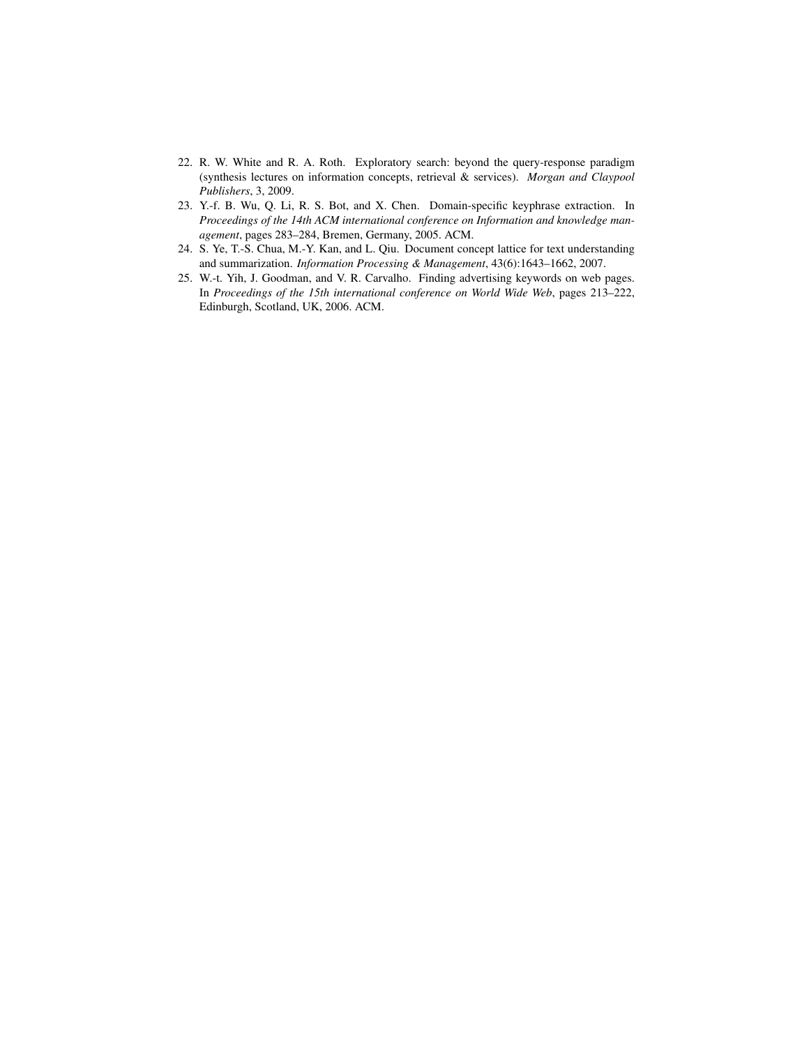22. R. W. White and R. A. Roth. Exploratory search: beyond the query-response paradigm (synthesis lectures on information concepts, retrieval & services). *Morgan and Claypool Publishers*, 3, 2009.
23. Y.-f. B. Wu, Q. Li, R. S. Bot, and X. Chen. Domain-specific keyphrase extraction. In *Proceedings of the 14th ACM international conference on Information and knowledge management*, pages 283–284, Bremen, Germany, 2005. ACM.
24. S. Ye, T.-S. Chua, M.-Y. Kan, and L. Qiu. Document concept lattice for text understanding and summarization. *Information Processing & Management*, 43(6):1643–1662, 2007.
25. W.-t. Yih, J. Goodman, and V. R. Carvalho. Finding advertising keywords on web pages. In *Proceedings of the 15th international conference on World Wide Web*, pages 213–222, Edinburgh, Scotland, UK, 2006. ACM.